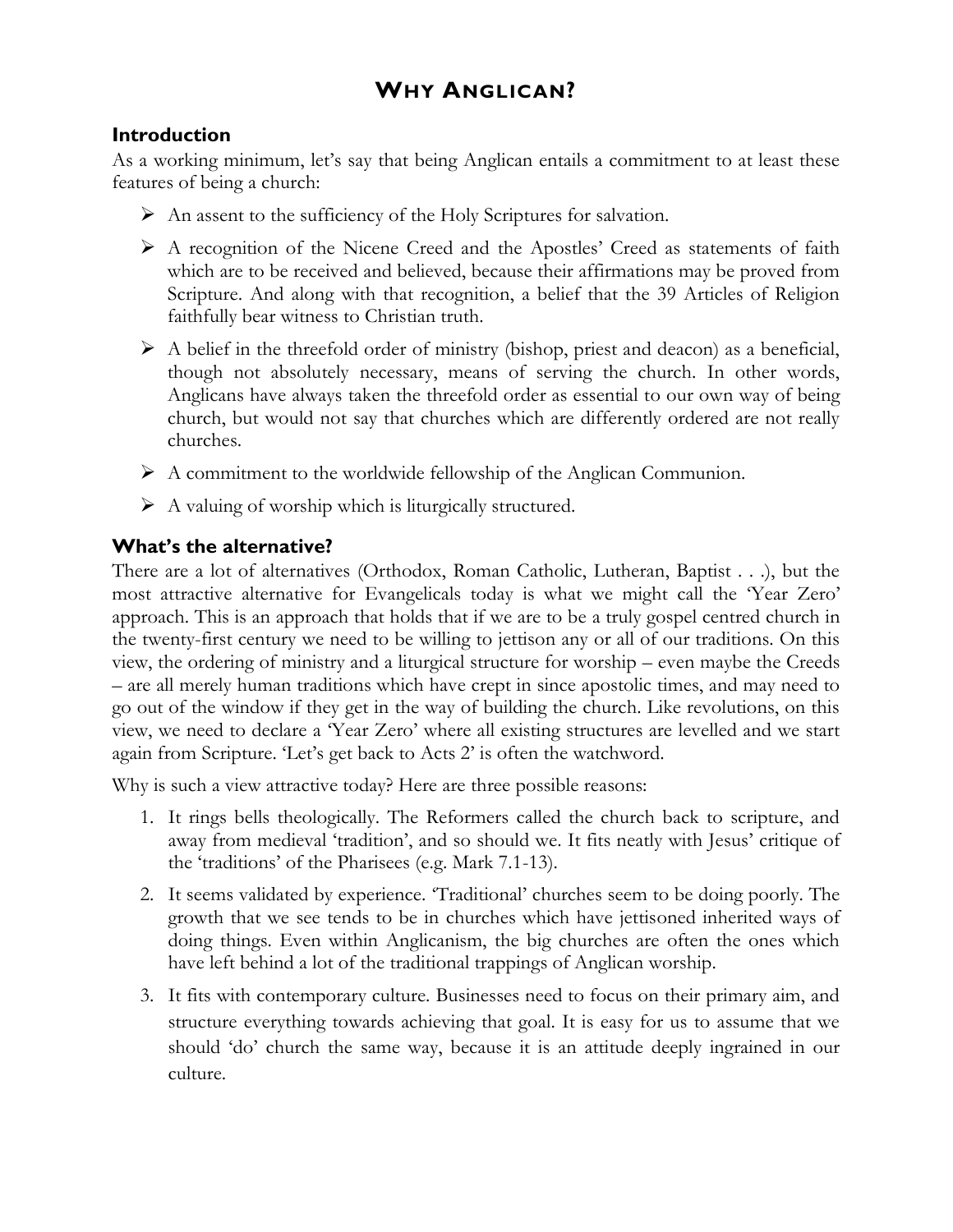# Why Anglican?

## Introduction

As a working minimum, let's say that being Anglican entails a commitment to at least these features of being a church:

- An assent to the sufficiency of the Holy Scriptures for salvation.
- A recognition of the Nicene Creed and the Apostles' Creed as statements of faith which are to be received and believed, because their affirmations may be proved from Scripture. And along with that recognition, a belief that the 39 Articles of Religion faithfully bear witness to Christian truth.
- A belief in the threefold order of ministry (bishop, priest and deacon) as a beneficial, though not absolutely necessary, means of serving the church. In other words, Anglicans have always taken the threefold order as essential to our own way of being church, but would not say that churches which are differently ordered are not really churches.
- A commitment to the worldwide fellowship of the Anglican Communion.
- A valuing of worship which is liturgically structured.

## What's the alternative?

There are a lot of alternatives (Orthodox, Roman Catholic, Lutheran, Baptist . . .), but the most attractive alternative for Evangelicals today is what we might call the 'Year Zero' approach. This is an approach that holds that if we are to be a truly gospel centred church in the twenty-first century we need to be willing to jettison any or all of our traditions. On this view, the ordering of ministry and a liturgical structure for worship – even maybe the Creeds – are all merely human traditions which have crept in since apostolic times, and may need to go out of the window if they get in the way of building the church. Like revolutions, on this view, we need to declare a 'Year Zero' where all existing structures are levelled and we start again from Scripture. 'Let's get back to Acts 2' is often the watchword.

Why is such a view attractive today? Here are three possible reasons:

1. It rings bells theologically. The Reformers called the church back to scripture, and away from medieval 'tradition', and so should we. It fits neatly with Jesus' critique of the 'traditions' of the Pharisees (e.g. Mark 7.1-13).
2. It seems validated by experience. 'Traditional' churches seem to be doing poorly. The growth that we see tends to be in churches which have jettisoned inherited ways of doing things. Even within Anglicanism, the big churches are often the ones which have left behind a lot of the traditional trappings of Anglican worship.
3. It fits with contemporary culture. Businesses need to focus on their primary aim, and structure everything towards achieving that goal. It is easy for us to assume that we should 'do' church the same way, because it is an attitude deeply ingrained in our culture.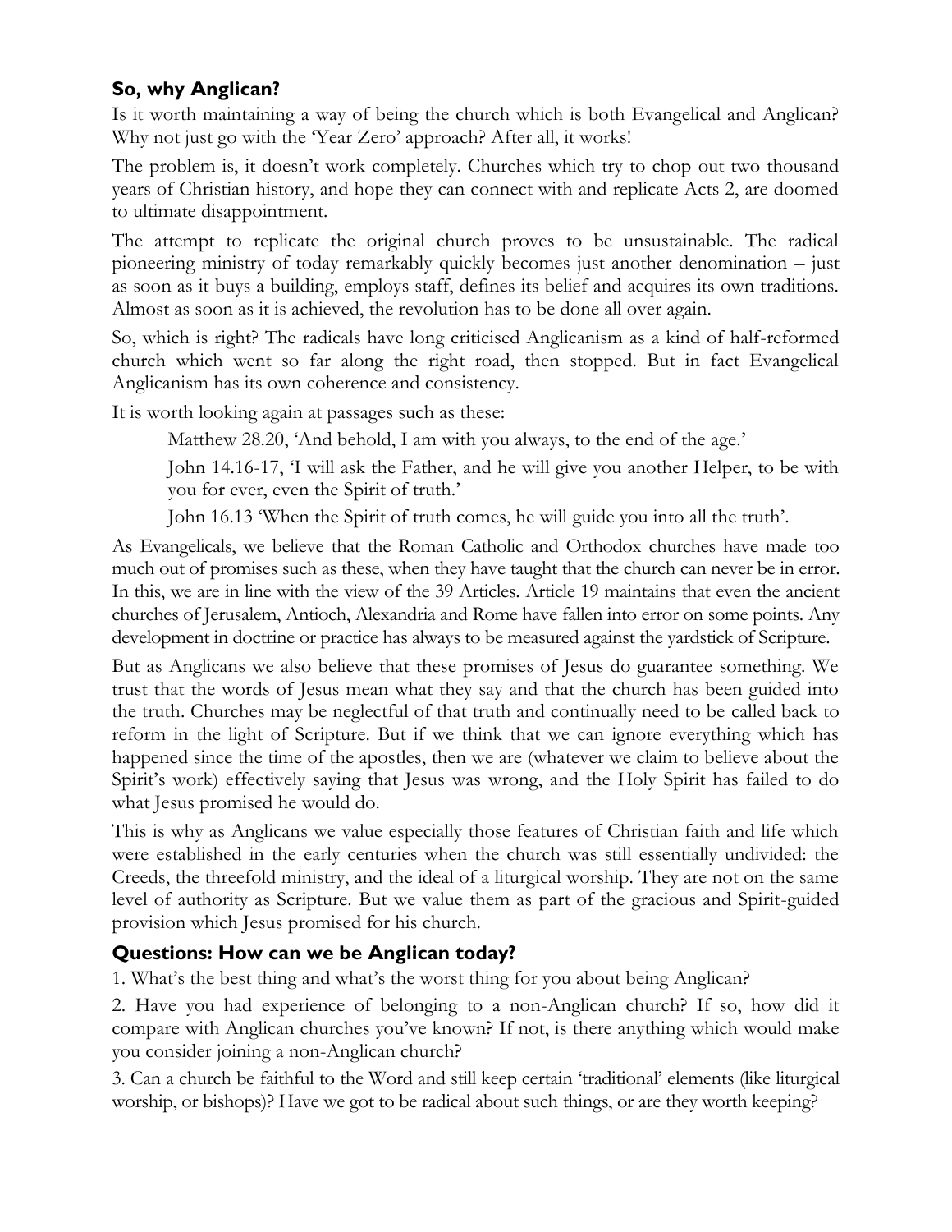## So, why Anglican?

Is it worth maintaining a way of being the church which is both Evangelical and Anglican? Why not just go with the 'Year Zero' approach? After all, it works!

The problem is, it doesn't work completely. Churches which try to chop out two thousand years of Christian history, and hope they can connect with and replicate Acts 2, are doomed to ultimate disappointment.

The attempt to replicate the original church proves to be unsustainable. The radical pioneering ministry of today remarkably quickly becomes just another denomination – just as soon as it buys a building, employs staff, defines its belief and acquires its own traditions. Almost as soon as it is achieved, the revolution has to be done all over again.

So, which is right? The radicals have long criticised Anglicanism as a kind of half-reformed church which went so far along the right road, then stopped. But in fact Evangelical Anglicanism has its own coherence and consistency.

It is worth looking again at passages such as these:

> Matthew 28.20, 'And behold, I am with you always, to the end of the age.'
>
> John 14.16-17, 'I will ask the Father, and he will give you another Helper, to be with you for ever, even the Spirit of truth.'
>
> John 16.13 'When the Spirit of truth comes, he will guide you into all the truth'.

As Evangelicals, we believe that the Roman Catholic and Orthodox churches have made too much out of promises such as these, when they have taught that the church can never be in error. In this, we are in line with the view of the 39 Articles. Article 19 maintains that even the ancient churches of Jerusalem, Antioch, Alexandria and Rome have fallen into error on some points. Any development in doctrine or practice has always to be measured against the yardstick of Scripture.

But as Anglicans we also believe that these promises of Jesus do guarantee something. We trust that the words of Jesus mean what they say and that the church has been guided into the truth. Churches may be neglectful of that truth and continually need to be called back to reform in the light of Scripture. But if we think that we can ignore everything which has happened since the time of the apostles, then we are (whatever we claim to believe about the Spirit's work) effectively saying that Jesus was wrong, and the Holy Spirit has failed to do what Jesus promised he would do.

This is why as Anglicans we value especially those features of Christian faith and life which were established in the early centuries when the church was still essentially undivided: the Creeds, the threefold ministry, and the ideal of a liturgical worship. They are not on the same level of authority as Scripture. But we value them as part of the gracious and Spirit-guided provision which Jesus promised for his church.

## Questions: How can we be Anglican today?

1. What's the best thing and what's the worst thing for you about being Anglican?

2. Have you had experience of belonging to a non-Anglican church? If so, how did it compare with Anglican churches you've known? If not, is there anything which would make you consider joining a non-Anglican church?

3. Can a church be faithful to the Word and still keep certain 'traditional' elements (like liturgical worship, or bishops)? Have we got to be radical about such things, or are they worth keeping?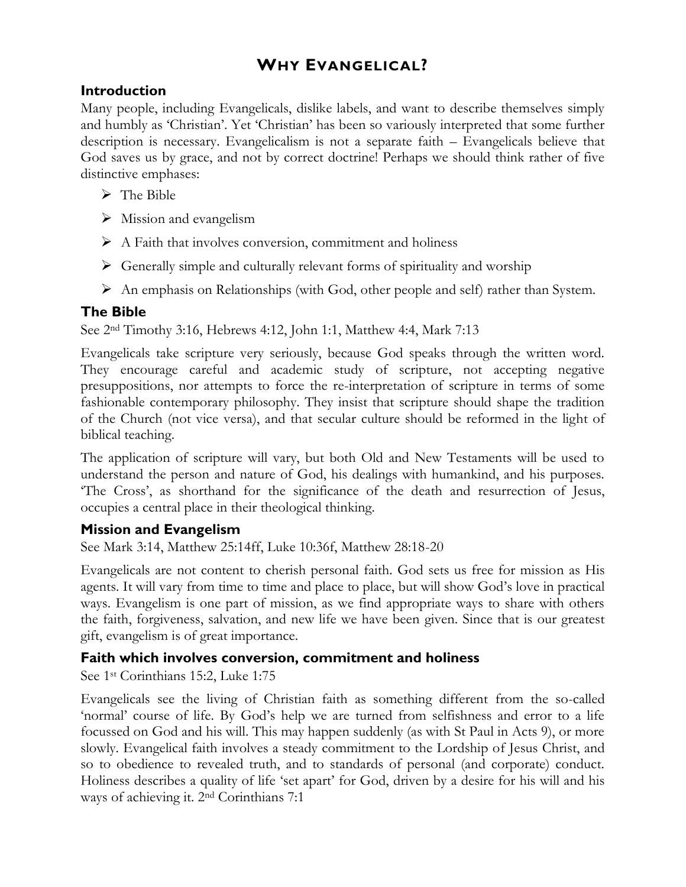# WHY EVANGELICAL?

## Introduction

Many people, including Evangelicals, dislike labels, and want to describe themselves simply and humbly as 'Christian'. Yet 'Christian' has been so variously interpreted that some further description is necessary. Evangelicalism is not a separate faith – Evangelicals believe that God saves us by grace, and not by correct doctrine! Perhaps we should think rather of five distinctive emphases:

- The Bible
- Mission and evangelism
- A Faith that involves conversion, commitment and holiness
- Generally simple and culturally relevant forms of spirituality and worship
- An emphasis on Relationships (with God, other people and self) rather than System.

## The Bible

See 2nd Timothy 3:16, Hebrews 4:12, John 1:1, Matthew 4:4, Mark 7:13

Evangelicals take scripture very seriously, because God speaks through the written word. They encourage careful and academic study of scripture, not accepting negative presuppositions, nor attempts to force the re-interpretation of scripture in terms of some fashionable contemporary philosophy. They insist that scripture should shape the tradition of the Church (not vice versa), and that secular culture should be reformed in the light of biblical teaching.

The application of scripture will vary, but both Old and New Testaments will be used to understand the person and nature of God, his dealings with humankind, and his purposes. 'The Cross', as shorthand for the significance of the death and resurrection of Jesus, occupies a central place in their theological thinking.

## Mission and Evangelism

See Mark 3:14, Matthew 25:14ff, Luke 10:36f, Matthew 28:18-20

Evangelicals are not content to cherish personal faith. God sets us free for mission as His agents. It will vary from time to time and place to place, but will show God's love in practical ways. Evangelism is one part of mission, as we find appropriate ways to share with others the faith, forgiveness, salvation, and new life we have been given. Since that is our greatest gift, evangelism is of great importance.

## Faith which involves conversion, commitment and holiness

See 1st Corinthians 15:2, Luke 1:75

Evangelicals see the living of Christian faith as something different from the so-called 'normal' course of life. By God's help we are turned from selfishness and error to a life focussed on God and his will. This may happen suddenly (as with St Paul in Acts 9), or more slowly. Evangelical faith involves a steady commitment to the Lordship of Jesus Christ, and so to obedience to revealed truth, and to standards of personal (and corporate) conduct. Holiness describes a quality of life 'set apart' for God, driven by a desire for his will and his ways of achieving it. 2nd Corinthians 7:1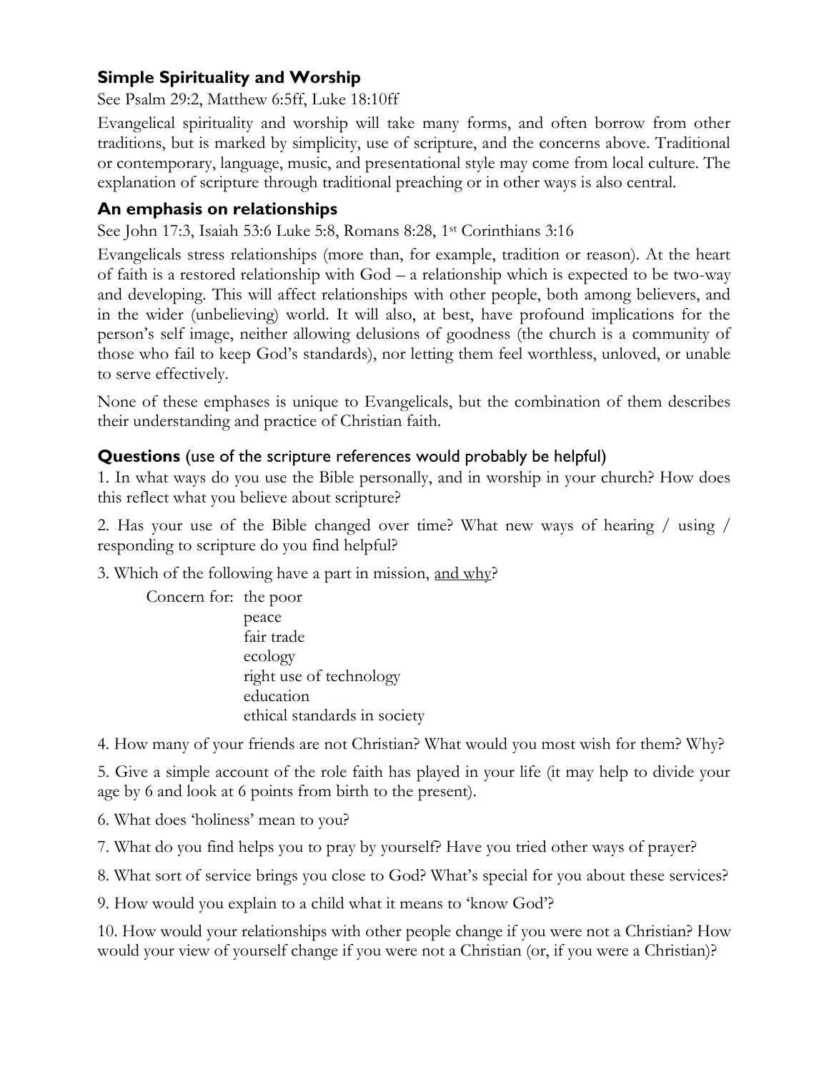### Simple Spirituality and Worship

See Psalm 29:2, Matthew 6:5ff, Luke 18:10ff

Evangelical spirituality and worship will take many forms, and often borrow from other traditions, but is marked by simplicity, use of scripture, and the concerns above. Traditional or contemporary, language, music, and presentational style may come from local culture. The explanation of scripture through traditional preaching or in other ways is also central.

### An emphasis on relationships

See John 17:3, Isaiah 53:6 Luke 5:8, Romans 8:28, 1st Corinthians 3:16

Evangelicals stress relationships (more than, for example, tradition or reason). At the heart of faith is a restored relationship with God – a relationship which is expected to be two-way and developing. This will affect relationships with other people, both among believers, and in the wider (unbelieving) world. It will also, at best, have profound implications for the person's self image, neither allowing delusions of goodness (the church is a community of those who fail to keep God's standards), nor letting them feel worthless, unloved, or unable to serve effectively.

None of these emphases is unique to Evangelicals, but the combination of them describes their understanding and practice of Christian faith.

### Questions (use of the scripture references would probably be helpful)

1. In what ways do you use the Bible personally, and in worship in your church? How does this reflect what you believe about scripture?

2. Has your use of the Bible changed over time? What new ways of hearing / using / responding to scripture do you find helpful?

3. Which of the following have a part in mission, <u>and why</u>?

Concern for: the poor
peace
fair trade
ecology
right use of technology
education
ethical standards in society

4. How many of your friends are not Christian? What would you most wish for them? Why?

5. Give a simple account of the role faith has played in your life (it may help to divide your age by 6 and look at 6 points from birth to the present).

6. What does 'holiness' mean to you?

7. What do you find helps you to pray by yourself? Have you tried other ways of prayer?

8. What sort of service brings you close to God? What's special for you about these services?

9. How would you explain to a child what it means to 'know God'?

10. How would your relationships with other people change if you were not a Christian? How would your view of yourself change if you were not a Christian (or, if you were a Christian)?